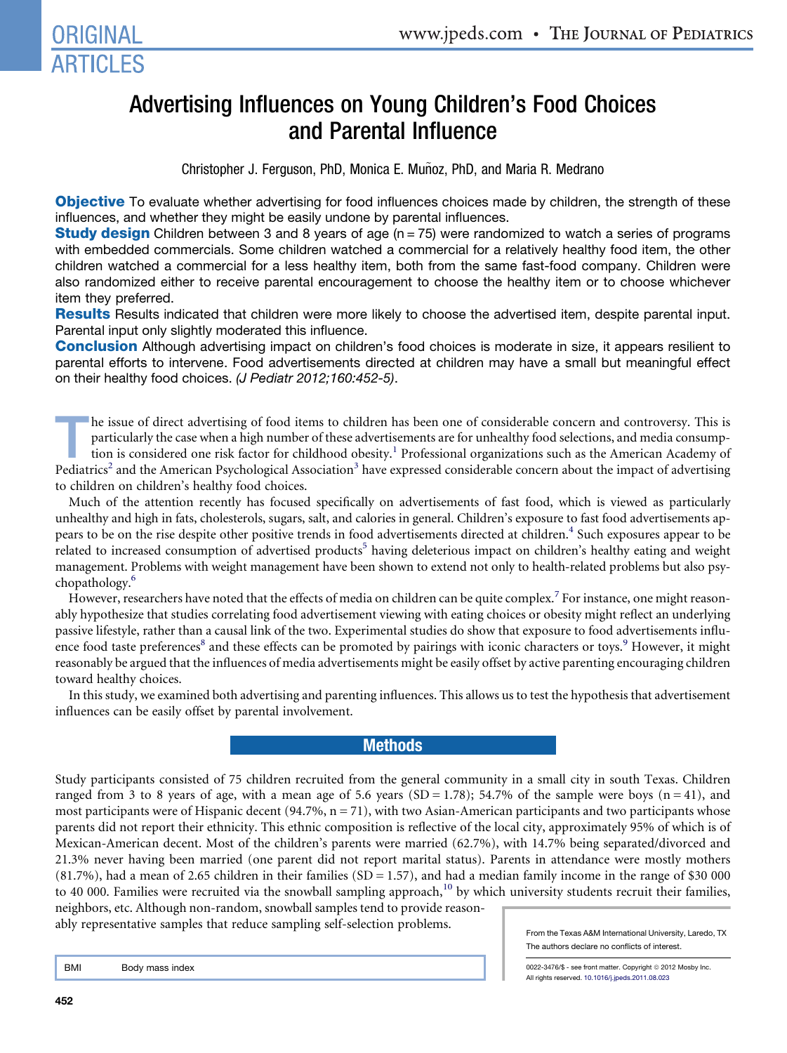ORIGINAL ARTICLES

# Advertising Influences on Young Children's Food Choices and Parental Influence

Christopher J. Ferguson, PhD, Monica E. Muñoz, PhD, and Maria R. Medrano

**Objective** To evaluate whether advertising for food influences choices made by children, the strength of these influences, and whether they might be easily undone by parental influences.

**Study design** Children between 3 and 8 years of age (n = 75) were randomized to watch a series of programs with embedded commercials. Some children watched a commercial for a relatively healthy food item, the other children watched a commercial for a less healthy item, both from the same fast-food company. Children were also randomized either to receive parental encouragement to choose the healthy item or to choose whichever item they preferred.

**Results** Results indicated that children were more likely to choose the advertised item, despite parental input. Parental input only slightly moderated this influence.

**Conclusion** Although advertising impact on children's food choices is moderate in size, it appears resilient to parental efforts to intervene. Food advertisements directed at children may have a small but meaningful effect on their healthy food choices. *(J Pediatr 2012;160:452-5)*.

The issue of direct advertising of food items to children has been one of considerable concern and controversy. This is particularly the case when a high number of these advertisements are for unhealthy food selections, and media consumption is considered one risk factor for childhood obesity.[1] Professional organizations such as the American Academy of Pediatrics[2] and the American Psychological Association[3] have expressed considerable concern about the impact of advertising to children on children's healthy food choices.

Much of the attention recently has focused specifically on advertisements of fast food, which is viewed as particularly unhealthy and high in fats, cholesterols, sugars, salt, and calories in general. Children's exposure to fast food advertisements appears to be on the rise despite other positive trends in food advertisements directed at children.[4] Such exposures appear to be related to increased consumption of advertised products[5] having deleterious impact on children's healthy eating and weight management. Problems with weight management have been shown to extend not only to health-related problems but also psychopathology.[6]

However, researchers have noted that the effects of media on children can be quite complex.[7] For instance, one might reasonably hypothesize that studies correlating food advertisement viewing with eating choices or obesity might reflect an underlying passive lifestyle, rather than a causal link of the two. Experimental studies do show that exposure to food advertisements influence food taste preferences[8] and these effects can be promoted by pairings with iconic characters or toys.[9] However, it might reasonably be argued that the influences of media advertisements might be easily offset by active parenting encouraging children toward healthy choices.

In this study, we examined both advertising and parenting influences. This allows us to test the hypothesis that advertisement influences can be easily offset by parental involvement.

## Methods

Study participants consisted of 75 children recruited from the general community in a small city in south Texas. Children ranged from 3 to 8 years of age, with a mean age of 5.6 years (SD = 1.78); 54.7% of the sample were boys (n = 41), and most participants were of Hispanic decent (94.7%, n = 71), with two Asian-American participants and two participants whose parents did not report their ethnicity. This ethnic composition is reflective of the local city, approximately 95% of which is of Mexican-American decent. Most of the children's parents were married (62.7%), with 14.7% being separated/divorced and 21.3% never having been married (one parent did not report marital status). Parents in attendance were mostly mothers (81.7%), had a mean of 2.65 children in their families (SD = 1.57), and had a median family income in the range of $30 000 to 40 000. Families were recruited via the snowball sampling approach,[10] by which university students recruit their families, neighbors, etc. Although non-random, snowball samples tend to provide reasonably representative samples that reduce sampling self-selection problems.

| | |
|---|---|
| BMI | Body mass index |

From the Texas A&M International University, Laredo, TX

The authors declare no conflicts of interest.

0022-3476/$ - see front matter. Copyright © 2012 Mosby Inc. All rights reserved. 10.1016/j.jpeds.2011.08.023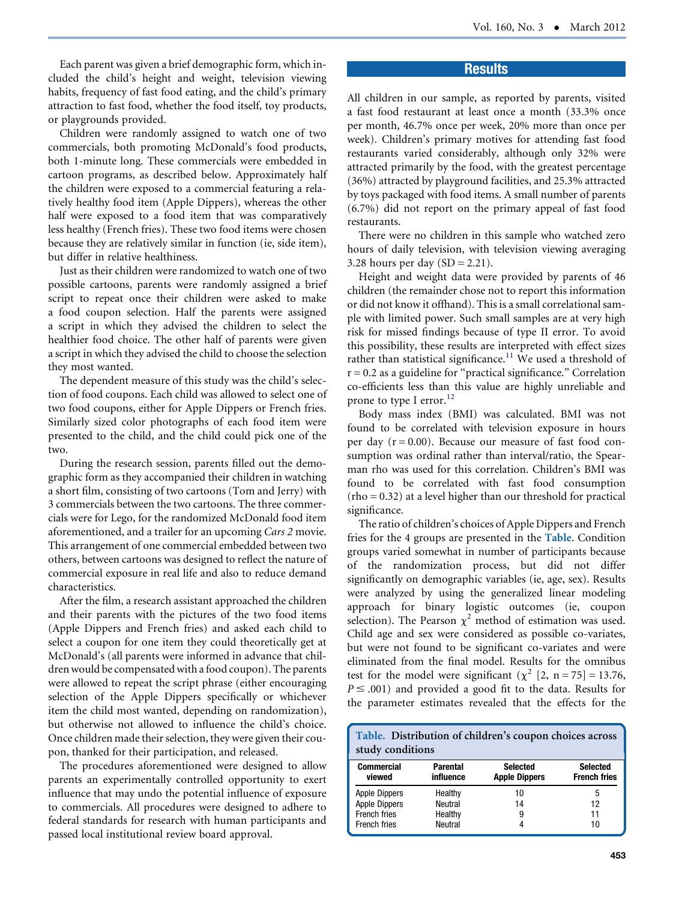Each parent was given a brief demographic form, which included the child's height and weight, television viewing habits, frequency of fast food eating, and the child's primary attraction to fast food, whether the food itself, toy products, or playgrounds provided.

Children were randomly assigned to watch one of two commercials, both promoting McDonald's food products, both 1-minute long. These commercials were embedded in cartoon programs, as described below. Approximately half the children were exposed to a commercial featuring a relatively healthy food item (Apple Dippers), whereas the other half were exposed to a food item that was comparatively less healthy (French fries). These two food items were chosen because they are relatively similar in function (ie, side item), but differ in relative healthiness.

Just as their children were randomized to watch one of two possible cartoons, parents were randomly assigned a brief script to repeat once their children were asked to make a food coupon selection. Half the parents were assigned a script in which they advised the children to select the healthier food choice. The other half of parents were given a script in which they advised the child to choose the selection they most wanted.

The dependent measure of this study was the child's selection of food coupons. Each child was allowed to select one of two food coupons, either for Apple Dippers or French fries. Similarly sized color photographs of each food item were presented to the child, and the child could pick one of the two.

During the research session, parents filled out the demographic form as they accompanied their children in watching a short film, consisting of two cartoons (Tom and Jerry) with 3 commercials between the two cartoons. The three commercials were for Lego, for the randomized McDonald food item aforementioned, and a trailer for an upcoming *Cars 2* movie. This arrangement of one commercial embedded between two others, between cartoons was designed to reflect the nature of commercial exposure in real life and also to reduce demand characteristics.

After the film, a research assistant approached the children and their parents with the pictures of the two food items (Apple Dippers and French fries) and asked each child to select a coupon for one item they could theoretically get at McDonald's (all parents were informed in advance that children would be compensated with a food coupon). The parents were allowed to repeat the script phrase (either encouraging selection of the Apple Dippers specifically or whichever item the child most wanted, depending on randomization), but otherwise not allowed to influence the child's choice. Once children made their selection, they were given their coupon, thanked for their participation, and released.

The procedures aforementioned were designed to allow parents an experimentally controlled opportunity to exert influence that may undo the potential influence of exposure to commercials. All procedures were designed to adhere to federal standards for research with human participants and passed local institutional review board approval.

## Results

All children in our sample, as reported by parents, visited a fast food restaurant at least once a month (33.3% once per month, 46.7% once per week, 20% more than once per week). Children's primary motives for attending fast food restaurants varied considerably, although only 32% were attracted primarily by the food, with the greatest percentage (36%) attracted by playground facilities, and 25.3% attracted by toys packaged with food items. A small number of parents (6.7%) did not report on the primary appeal of fast food restaurants.

There were no children in this sample who watched zero hours of daily television, with television viewing averaging 3.28 hours per day (SD = 2.21).

Height and weight data were provided by parents of 46 children (the remainder chose not to report this information or did not know it offhand). This is a small correlational sample with limited power. Such small samples are at very high risk for missed findings because of type II error. To avoid this possibility, these results are interpreted with effect sizes rather than statistical significance.[11] We used a threshold of $r = 0.2$ as a guideline for "practical significance." Correlation co-efficients less than this value are highly unreliable and prone to type I error.[12]

Body mass index (BMI) was calculated. BMI was not found to be correlated with television exposure in hours per day ($r = 0.00$). Because our measure of fast food consumption was ordinal rather than interval/ratio, the Spearman rho was used for this correlation. Children's BMI was found to be correlated with fast food consumption ($\rho = 0.32$) at a level higher than our threshold for practical significance.

The ratio of children's choices of Apple Dippers and French fries for the 4 groups are presented in the Table. Condition groups varied somewhat in number of participants because of the randomization process, but did not differ significantly on demographic variables (ie, age, sex). Results were analyzed by using the generalized linear modeling approach for binary logistic outcomes (ie, coupon selection). The Pearson $\chi^2$ method of estimation was used. Child age and sex were considered as possible co-variates, but were not found to be significant co-variates and were eliminated from the final model. Results for the omnibus test for the model were significant ($\chi^2$ [2, n = 75] = 13.76, $P \leq .001$) and provided a good fit to the data. Results for the parameter estimates revealed that the effects for the

**Table. Distribution of children's coupon choices across study conditions**

| Commercial viewed | Parental influence | Selected Apple Dippers | Selected French fries |
|---|---|---|---|
| Apple Dippers | Healthy | 10 | 5 |
| Apple Dippers | Neutral | 14 | 12 |
| French fries | Healthy | 9 | 11 |
| French fries | Neutral | 4 | 10 |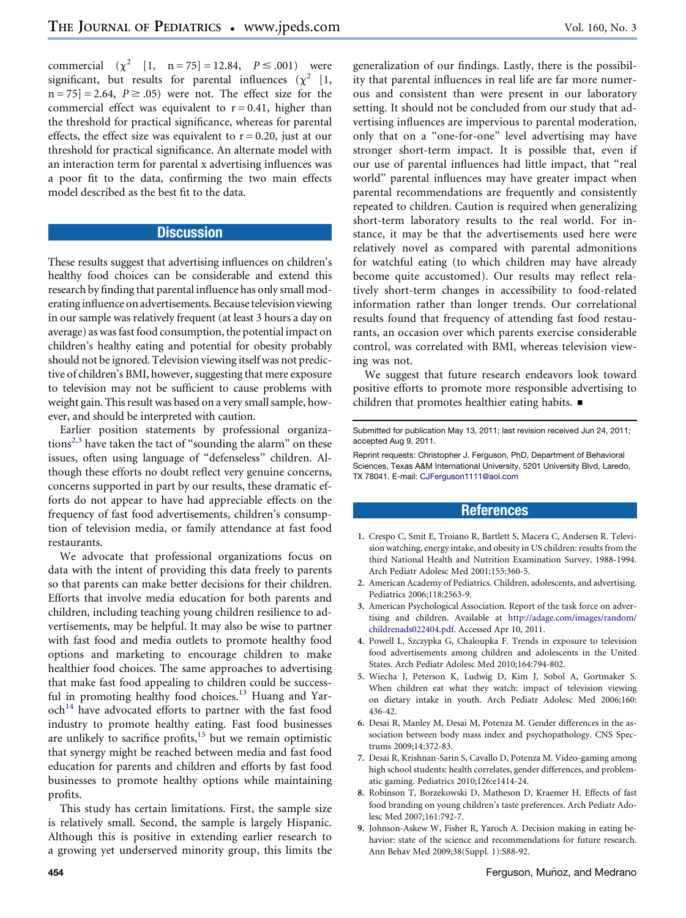commercial ($\chi^2$ [1, n = 75] = 12.84, $P \leq .001$) were significant, but results for parental influences ($\chi^2$ [1, n = 75] = 2.64, $P \geq .05$) were not. The effect size for the commercial effect was equivalent to r = 0.41, higher than the threshold for practical significance, whereas for parental effects, the effect size was equivalent to r = 0.20, just at our threshold for practical significance. An alternate model with an interaction term for parental x advertising influences was a poor fit to the data, confirming the two main effects model described as the best fit to the data.

## Discussion

These results suggest that advertising influences on children's healthy food choices can be considerable and extend this research by finding that parental influence has only small moderating influence on advertisements. Because television viewing in our sample was relatively frequent (at least 3 hours a day on average) as was fast food consumption, the potential impact on children's healthy eating and potential for obesity probably should not be ignored. Television viewing itself was not predictive of children's BMI, however, suggesting that mere exposure to television may not be sufficient to cause problems with weight gain. This result was based on a very small sample, however, and should be interpreted with caution.

Earlier position statements by professional organizations[2,3] have taken the tact of "sounding the alarm" on these issues, often using language of "defenseless" children. Although these efforts no doubt reflect very genuine concerns, concerns supported in part by our results, these dramatic efforts do not appear to have had appreciable effects on the frequency of fast food advertisements, children's consumption of television media, or family attendance at fast food restaurants.

We advocate that professional organizations focus on data with the intent of providing this data freely to parents so that parents can make better decisions for their children. Efforts that involve media education for both parents and children, including teaching young children resilience to advertisements, may be helpful. It may also be wise to partner with fast food and media outlets to promote healthy food options and marketing to encourage children to make healthier food choices. The same approaches to advertising that make fast food appealing to children could be successful in promoting healthy food choices.[13] Huang and Yaroch[14] have advocated efforts to partner with the fast food industry to promote healthy eating. Fast food businesses are unlikely to sacrifice profits,[15] but we remain optimistic that synergy might be reached between media and fast food education for parents and children and efforts by fast food businesses to promote healthy options while maintaining profits.

This study has certain limitations. First, the sample size is relatively small. Second, the sample is largely Hispanic. Although this is positive in extending earlier research to a growing yet underserved minority group, this limits the generalization of our findings. Lastly, there is the possibility that parental influences in real life are far more numerous and consistent than were present in our laboratory setting. It should not be concluded from our study that advertising influences are impervious to parental moderation, only that on a "one-for-one" level advertising may have stronger short-term impact. It is possible that, even if our use of parental influences had little impact, that "real world" parental influences may have greater impact when parental recommendations are frequently and consistently repeated to children. Caution is required when generalizing short-term laboratory results to the real world. For instance, it may be that the advertisements used here were relatively novel as compared with parental admonitions for watchful eating (to which children may have already become quite accustomed). Our results may reflect relatively short-term changes in accessibility to food-related information rather than longer trends. Our correlational results found that frequency of attending fast food restaurants, an occasion over which parents exercise considerable control, was correlated with BMI, whereas television viewing was not.

We suggest that future research endeavors look toward positive efforts to promote more responsible advertising to children that promotes healthier eating habits. ■

Submitted for publication May 13, 2011; last revision received Jun 24, 2011; accepted Aug 9, 2011.

Reprint requests: Christopher J. Ferguson, PhD, Department of Behavioral Sciences, Texas A&M International University, 5201 University Blvd, Laredo, TX 78041. E-mail: CJFerguson1111@aol.com

## References

1. Crespo C, Smit E, Troiano R, Bartlett S, Macera C, Andersen R. Television watching, energy intake, and obesity in US children: results from the third National Health and Nutrition Examination Survey, 1988-1994. Arch Pediatr Adolesc Med 2001;155:360-5.
2. American Academy of Pediatrics. Children, adolescents, and advertising. Pediatrics 2006;118:2563-9.
3. American Psychological Association. Report of the task force on advertising and children. Available at http://adage.com/images/random/childrenads022404.pdf. Accessed Apr 10, 2011.
4. Powell L, Szczypka G, Chaloupka F. Trends in exposure to television food advertisements among children and adolescents in the United States. Arch Pediatr Adolesc Med 2010;164:794-802.
5. Wiecha J, Peterson K, Ludwig D, Kim J, Sobol A, Gortmaker S. When children eat what they watch: impact of television viewing on dietary intake in youth. Arch Pediatr Adolesc Med 2006;160: 436-42.
6. Desai R, Manley M, Desai M, Potenza M. Gender differences in the association between body mass index and psychopathology. CNS Spectrums 2009;14:372-83.
7. Desai R, Krishnan-Sarin S, Cavallo D, Potenza M. Video-gaming among high school students: health correlates, gender differences, and problematic gaming. Pediatrics 2010;126:e1414-24.
8. Robinson T, Borzekowski D, Matheson D, Kraemer H. Effects of fast food branding on young children's taste preferences. Arch Pediatr Adolesc Med 2007;161:792-7.
9. Johnson-Askew W, Fisher R, Yaroch A. Decision making in eating behavior: state of the science and recommendations for future research. Ann Behav Med 2009;38(Suppl. 1):S88-92.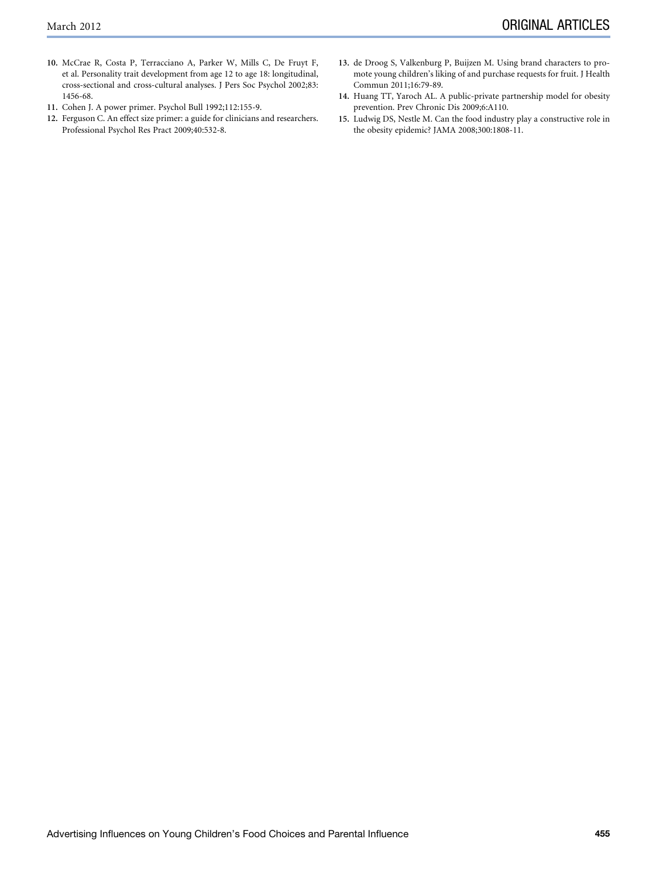10. McCrae R, Costa P, Terracciano A, Parker W, Mills C, De Fruyt F, et al. Personality trait development from age 12 to age 18: longitudinal, cross-sectional and cross-cultural analyses. J Pers Soc Psychol 2002;83: 1456-68.
11. Cohen J. A power primer. Psychol Bull 1992;112:155-9.
12. Ferguson C. An effect size primer: a guide for clinicians and researchers. Professional Psychol Res Pract 2009;40:532-8.
13. de Droog S, Valkenburg P, Buijzen M. Using brand characters to promote young children's liking of and purchase requests for fruit. J Health Commun 2011;16:79-89.
14. Huang TT, Yaroch AL. A public-private partnership model for obesity prevention. Prev Chronic Dis 2009;6:A110.
15. Ludwig DS, Nestle M. Can the food industry play a constructive role in the obesity epidemic? JAMA 2008;300:1808-11.